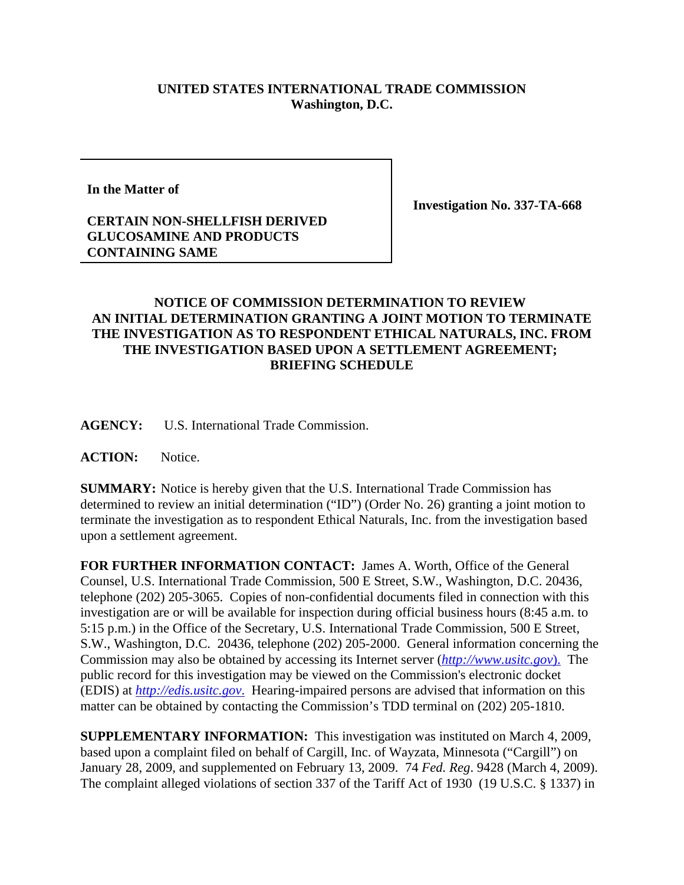**UNITED STATES INTERNATIONAL TRADE COMMISSION**
**Washington, D.C.**

| **In the Matter of** **CERTAIN NON-SHELLFISH DERIVED GLUCOSAMINE AND PRODUCTS CONTAINING SAME** | **Investigation No. 337-TA-668** |
|---|---|

**NOTICE OF COMMISSION DETERMINATION TO REVIEW AN INITIAL DETERMINATION GRANTING A JOINT MOTION TO TERMINATE THE INVESTIGATION AS TO RESPONDENT ETHICAL NATURALS, INC. FROM THE INVESTIGATION BASED UPON A SETTLEMENT AGREEMENT; BRIEFING SCHEDULE**

**AGENCY:** U.S. International Trade Commission.

**ACTION:** Notice.

**SUMMARY:** Notice is hereby given that the U.S. International Trade Commission has determined to review an initial determination ("ID") (Order No. 26) granting a joint motion to terminate the investigation as to respondent Ethical Naturals, Inc. from the investigation based upon a settlement agreement.

**FOR FURTHER INFORMATION CONTACT:** James A. Worth, Office of the General Counsel, U.S. International Trade Commission, 500 E Street, S.W., Washington, D.C. 20436, telephone (202) 205-3065. Copies of non-confidential documents filed in connection with this investigation are or will be available for inspection during official business hours (8:45 a.m. to 5:15 p.m.) in the Office of the Secretary, U.S. International Trade Commission, 500 E Street, S.W., Washington, D.C. 20436, telephone (202) 205-2000. General information concerning the Commission may also be obtained by accessing its Internet server (*http://www.usitc.gov*). The public record for this investigation may be viewed on the Commission's electronic docket (EDIS) at *http://edis.usitc.gov*. Hearing-impaired persons are advised that information on this matter can be obtained by contacting the Commission's TDD terminal on (202) 205-1810.

**SUPPLEMENTARY INFORMATION:** This investigation was instituted on March 4, 2009, based upon a complaint filed on behalf of Cargill, Inc. of Wayzata, Minnesota ("Cargill") on January 28, 2009, and supplemented on February 13, 2009. 74 *Fed. Reg*. 9428 (March 4, 2009). The complaint alleged violations of section 337 of the Tariff Act of 1930 (19 U.S.C. § 1337) in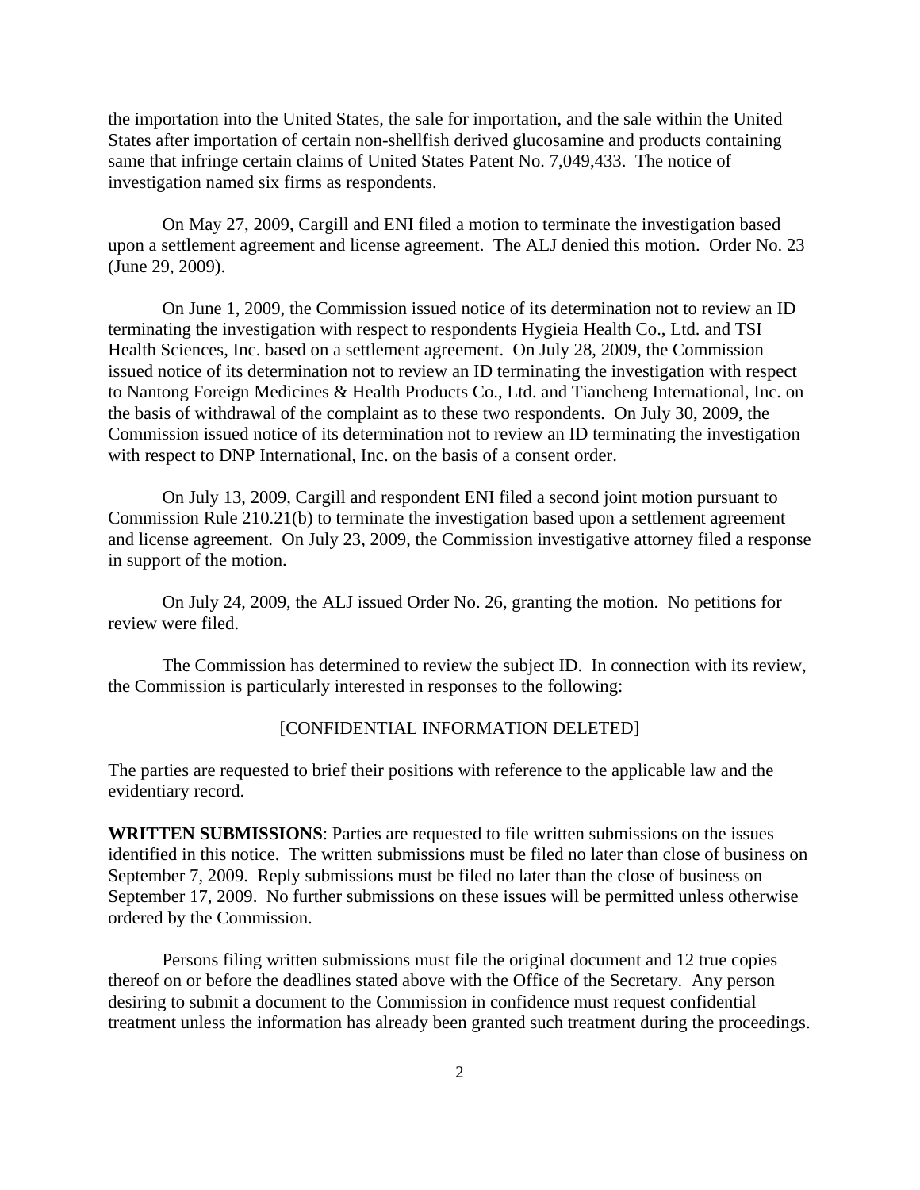the importation into the United States, the sale for importation, and the sale within the United States after importation of certain non-shellfish derived glucosamine and products containing same that infringe certain claims of United States Patent No. 7,049,433. The notice of investigation named six firms as respondents.

On May 27, 2009, Cargill and ENI filed a motion to terminate the investigation based upon a settlement agreement and license agreement. The ALJ denied this motion. Order No. 23 (June 29, 2009).

On June 1, 2009, the Commission issued notice of its determination not to review an ID terminating the investigation with respect to respondents Hygieia Health Co., Ltd. and TSI Health Sciences, Inc. based on a settlement agreement. On July 28, 2009, the Commission issued notice of its determination not to review an ID terminating the investigation with respect to Nantong Foreign Medicines & Health Products Co., Ltd. and Tiancheng International, Inc. on the basis of withdrawal of the complaint as to these two respondents. On July 30, 2009, the Commission issued notice of its determination not to review an ID terminating the investigation with respect to DNP International, Inc. on the basis of a consent order.

On July 13, 2009, Cargill and respondent ENI filed a second joint motion pursuant to Commission Rule 210.21(b) to terminate the investigation based upon a settlement agreement and license agreement. On July 23, 2009, the Commission investigative attorney filed a response in support of the motion.

On July 24, 2009, the ALJ issued Order No. 26, granting the motion. No petitions for review were filed.

The Commission has determined to review the subject ID. In connection with its review, the Commission is particularly interested in responses to the following:

[CONFIDENTIAL INFORMATION DELETED]

The parties are requested to brief their positions with reference to the applicable law and the evidentiary record.

**WRITTEN SUBMISSIONS**: Parties are requested to file written submissions on the issues identified in this notice. The written submissions must be filed no later than close of business on September 7, 2009. Reply submissions must be filed no later than the close of business on September 17, 2009. No further submissions on these issues will be permitted unless otherwise ordered by the Commission.

Persons filing written submissions must file the original document and 12 true copies thereof on or before the deadlines stated above with the Office of the Secretary. Any person desiring to submit a document to the Commission in confidence must request confidential treatment unless the information has already been granted such treatment during the proceedings.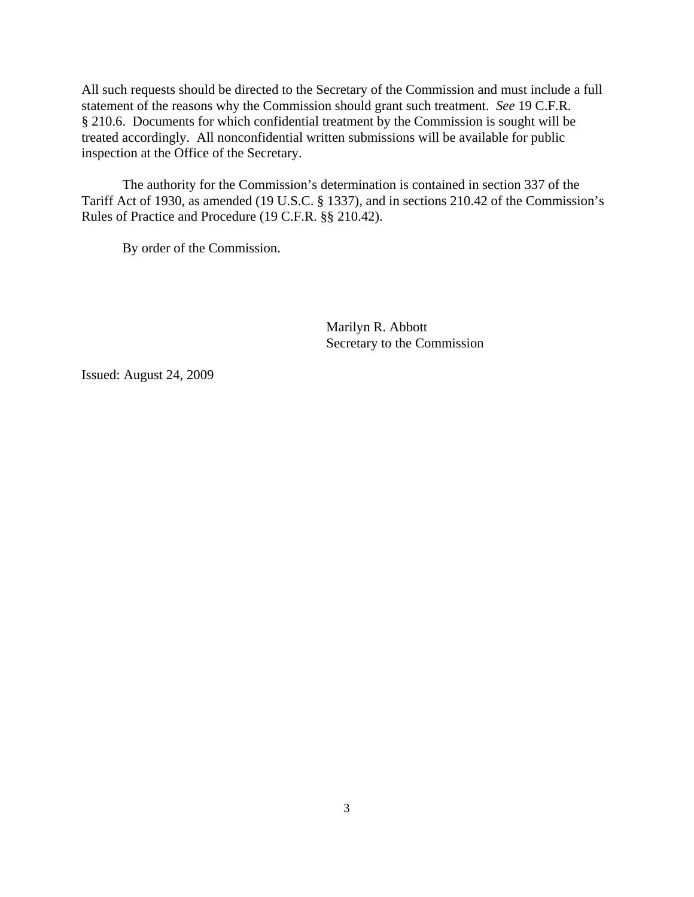All such requests should be directed to the Secretary of the Commission and must include a full statement of the reasons why the Commission should grant such treatment. *See* 19 C.F.R. § 210.6. Documents for which confidential treatment by the Commission is sought will be treated accordingly. All nonconfidential written submissions will be available for public inspection at the Office of the Secretary.

The authority for the Commission's determination is contained in section 337 of the Tariff Act of 1930, as amended (19 U.S.C. § 1337), and in sections 210.42 of the Commission's Rules of Practice and Procedure (19 C.F.R. §§ 210.42).

By order of the Commission.

Marilyn R. Abbott
Secretary to the Commission

Issued: August 24, 2009